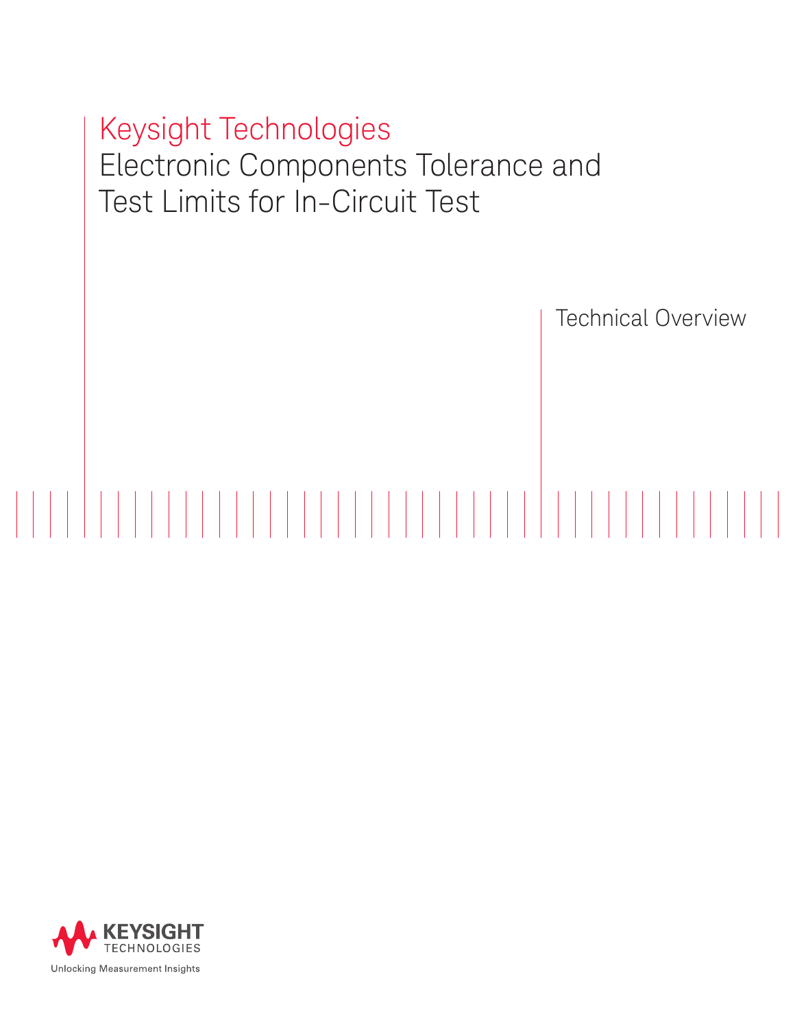# Keysight Technologies

# Electronic Components Tolerance and Test Limits for In-Circuit Test

Technical Overview

KEYSIGHT TECHNOLOGIES

Unlocking Measurement Insights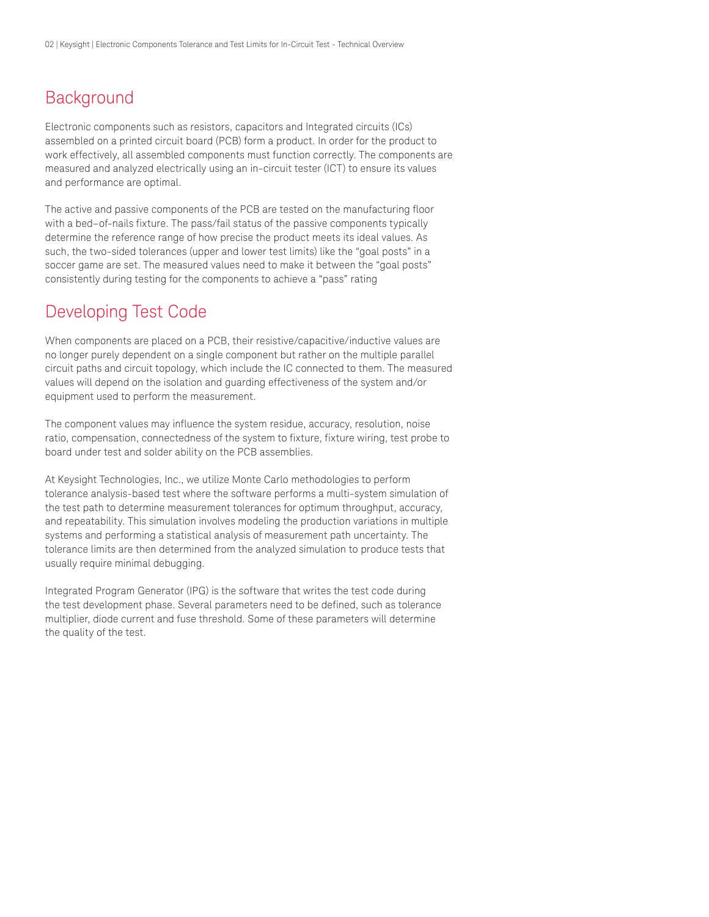## Background

Electronic components such as resistors, capacitors and Integrated circuits (ICs) assembled on a printed circuit board (PCB) form a product. In order for the product to work effectively, all assembled components must function correctly. The components are measured and analyzed electrically using an in-circuit tester (ICT) to ensure its values and performance are optimal.

The active and passive components of the PCB are tested on the manufacturing floor with a bed–of-nails fixture. The pass/fail status of the passive components typically determine the reference range of how precise the product meets its ideal values. As such, the two-sided tolerances (upper and lower test limits) like the "goal posts" in a soccer game are set. The measured values need to make it between the "goal posts" consistently during testing for the components to achieve a "pass" rating

## Developing Test Code

When components are placed on a PCB, their resistive/capacitive/inductive values are no longer purely dependent on a single component but rather on the multiple parallel circuit paths and circuit topology, which include the IC connected to them. The measured values will depend on the isolation and guarding effectiveness of the system and/or equipment used to perform the measurement.

The component values may influence the system residue, accuracy, resolution, noise ratio, compensation, connectedness of the system to fixture, fixture wiring, test probe to board under test and solder ability on the PCB assemblies.

At Keysight Technologies, Inc., we utilize Monte Carlo methodologies to perform tolerance analysis-based test where the software performs a multi-system simulation of the test path to determine measurement tolerances for optimum throughput, accuracy, and repeatability. This simulation involves modeling the production variations in multiple systems and performing a statistical analysis of measurement path uncertainty. The tolerance limits are then determined from the analyzed simulation to produce tests that usually require minimal debugging.

Integrated Program Generator (IPG) is the software that writes the test code during the test development phase. Several parameters need to be defined, such as tolerance multiplier, diode current and fuse threshold. Some of these parameters will determine the quality of the test.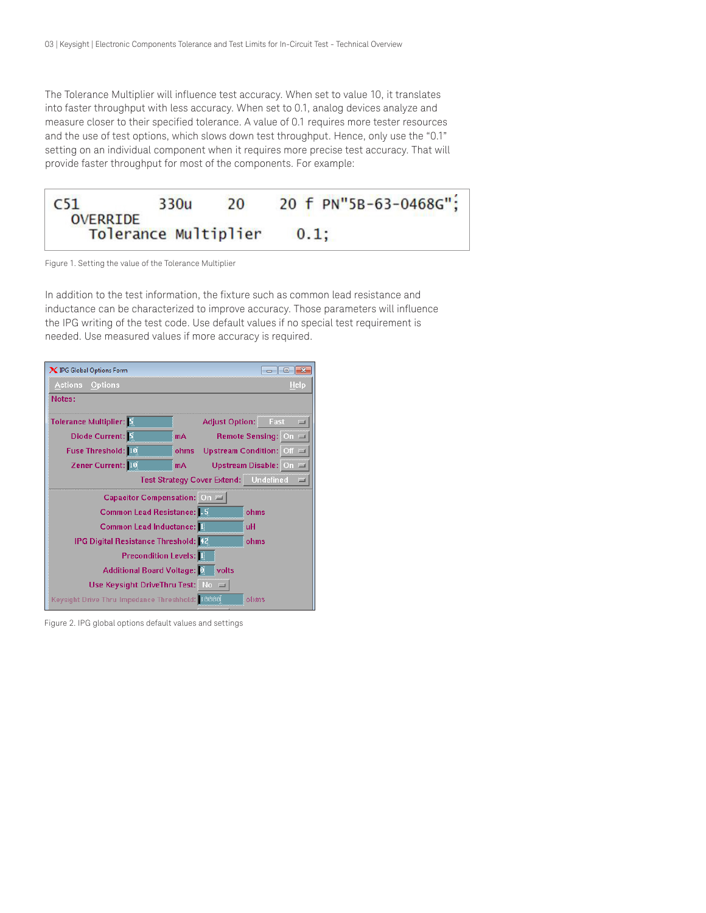The Tolerance Multiplier will influence test accuracy. When set to value 10, it translates into faster throughput with less accuracy. When set to 0.1, analog devices analyze and measure closer to their specified tolerance. A value of 0.1 requires more tester resources and the use of test options, which slows down test throughput. Hence, only use the "0.1" setting on an individual component when it requires more precise test accuracy. That will provide faster throughput for most of the components. For example:

```
C51          330u     20     20 f PN"5B-63-0468G";
  OVERRIDE
    Tolerance Multiplier     0.1;
```

Figure 1. Setting the value of the Tolerance Multiplier

In addition to the test information, the fixture such as common lead resistance and inductance can be characterized to improve accuracy. Those parameters will influence the IPG writing of the test code. Use default values if no special test requirement is needed. Use measured values if more accuracy is required.

```
IPG Global Options Form
Actions   Options                                   Help
Notes:

Tolerance Multiplier: 5            Adjust Option: Fast
Diode Current: 5 mA               Remote Sensing: On
Fuse Threshold: 10 ohms           Upstream Condition: Off
Zener Current: 10 mA              Upstream Disable: On
                  Test Strategy Cover Extend: Undefined

Capacitor Compensation: On
Common Lead Resistance: 1.5 ohms
Common Lead Inductance: 1 uH
IPG Digital Resistance Threshold: 42 ohms
Precondition Levels: 1
Additional Board Voltage: 0 volts
Use Keysight DriveThru Test: No
Keysight Drive Thru Impedance Threshhold: 10000 ohms
```

Figure 2. IPG global options default values and settings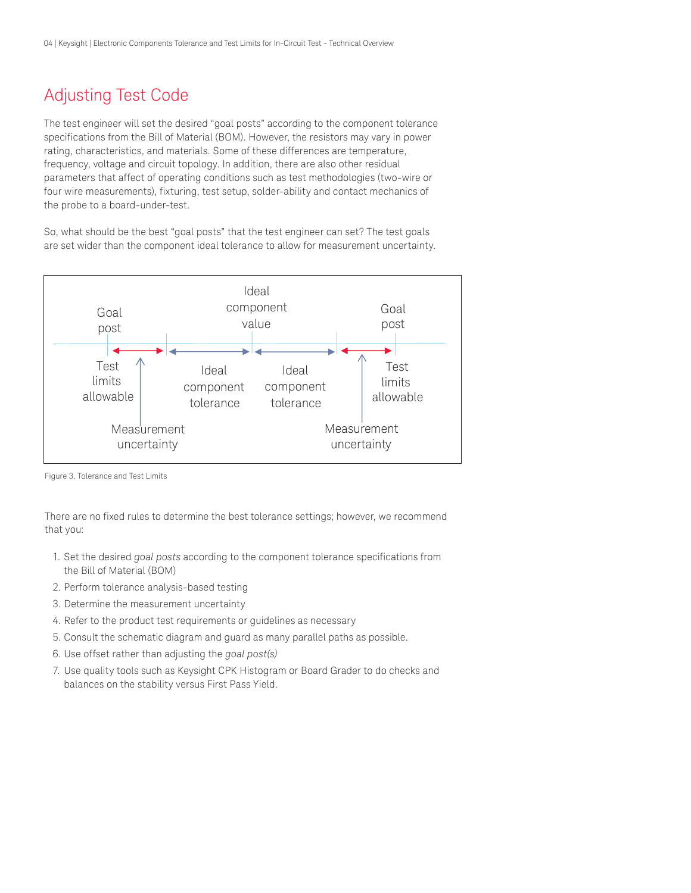## Adjusting Test Code

The test engineer will set the desired "goal posts" according to the component tolerance specifications from the Bill of Material (BOM). However, the resistors may vary in power rating, characteristics, and materials. Some of these differences are temperature, frequency, voltage and circuit topology. In addition, there are also other residual parameters that affect of operating conditions such as test methodologies (two-wire or four wire measurements), fixturing, test setup, solder-ability and contact mechanics of the probe to a board-under-test.

So, what should be the best "goal posts" that the test engineer can set? The test goals are set wider than the component ideal tolerance to allow for measurement uncertainty.

Goal post | Ideal component value | Goal post

Test limits allowable | Ideal component tolerance | Ideal component tolerance | Test limits allowable

Measurement uncertainty | Measurement uncertainty

Figure 3. Tolerance and Test Limits

There are no fixed rules to determine the best tolerance settings; however, we recommend that you:

1. Set the desired *goal posts* according to the component tolerance specifications from the Bill of Material (BOM)
2. Perform tolerance analysis-based testing
3. Determine the measurement uncertainty
4. Refer to the product test requirements or guidelines as necessary
5. Consult the schematic diagram and guard as many parallel paths as possible.
6. Use offset rather than adjusting the *goal post(s)*
7. Use quality tools such as Keysight CPK Histogram or Board Grader to do checks and balances on the stability versus First Pass Yield.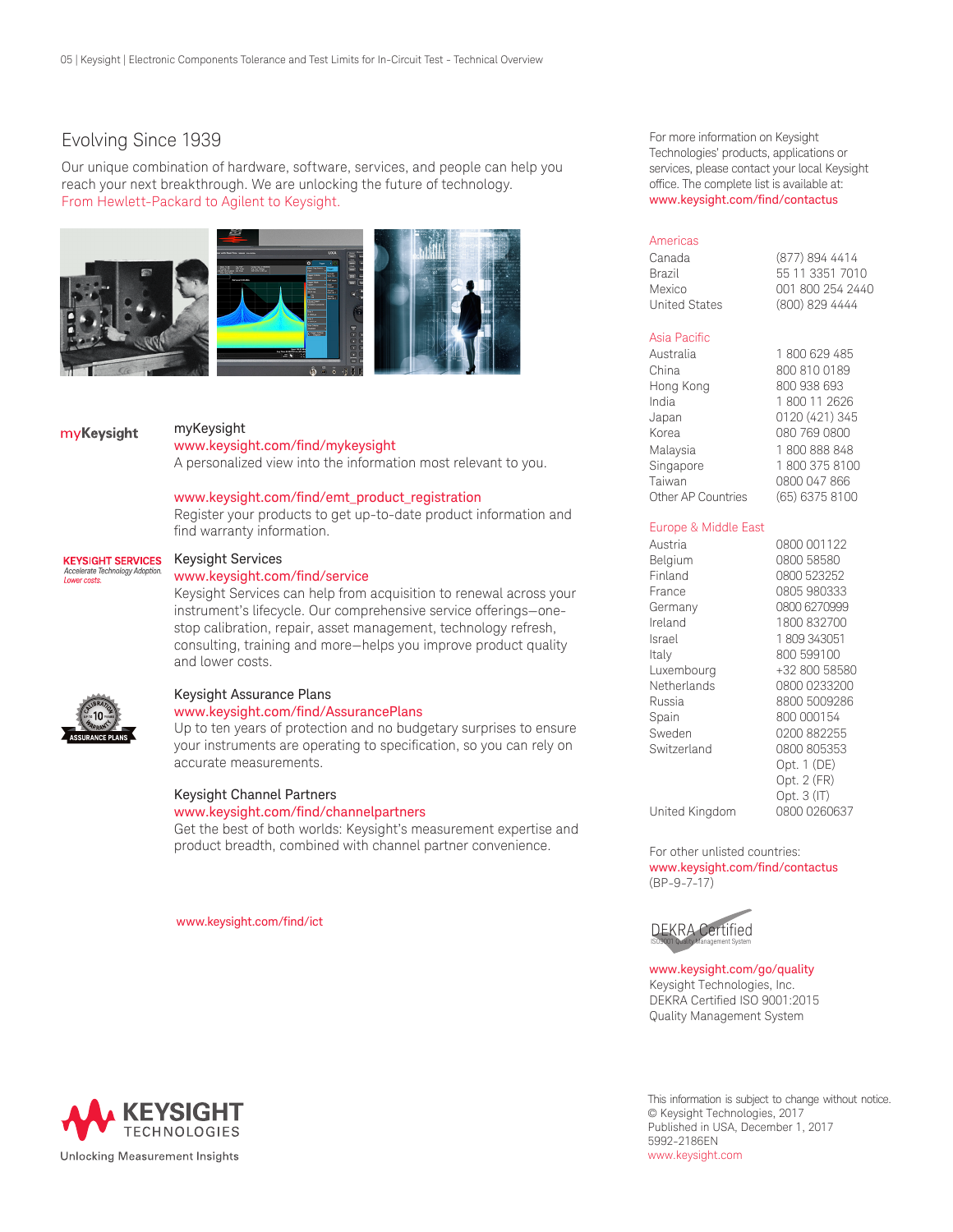## Evolving Since 1939

Our unique combination of hardware, software, services, and people can help you reach your next breakthrough. We are unlocking the future of technology.
From Hewlett-Packard to Agilent to Keysight.

**myKeysight**

myKeysight
www.keysight.com/find/mykeysight
A personalized view into the information most relevant to you.

www.keysight.com/find/emt_product_registration
Register your products to get up-to-date product information and find warranty information.

**KEYSIGHT SERVICES**
*Accelerate Technology Adoption. Lower costs.*

Keysight Services
www.keysight.com/find/service
Keysight Services can help from acquisition to renewal across your instrument's lifecycle. Our comprehensive service offerings—one-stop calibration, repair, asset management, technology refresh, consulting, training and more—helps you improve product quality and lower costs.

Keysight Assurance Plans
www.keysight.com/find/AssurancePlans
Up to ten years of protection and no budgetary surprises to ensure your instruments are operating to specification, so you can rely on accurate measurements.

Keysight Channel Partners
www.keysight.com/find/channelpartners
Get the best of both worlds: Keysight's measurement expertise and product breadth, combined with channel partner convenience.

www.keysight.com/find/ict

For more information on Keysight Technologies' products, applications or services, please contact your local Keysight office. The complete list is available at:
www.keysight.com/find/contactus

**Americas**

| | |
|---|---|
| Canada | (877) 894 4414 |
| Brazil | 55 11 3351 7010 |
| Mexico | 001 800 254 2440 |
| United States | (800) 829 4444 |

**Asia Pacific**

| | |
|---|---|
| Australia | 1 800 629 485 |
| China | 800 810 0189 |
| Hong Kong | 800 938 693 |
| India | 1 800 11 2626 |
| Japan | 0120 (421) 345 |
| Korea | 080 769 0800 |
| Malaysia | 1 800 888 848 |
| Singapore | 1 800 375 8100 |
| Taiwan | 0800 047 866 |
| Other AP Countries | (65) 6375 8100 |

**Europe & Middle East**

| | |
|---|---|
| Austria | 0800 001122 |
| Belgium | 0800 58580 |
| Finland | 0800 523252 |
| France | 0805 980333 |
| Germany | 0800 6270999 |
| Ireland | 1800 832700 |
| Israel | 1 809 343051 |
| Italy | 800 599100 |
| Luxembourg | +32 800 58580 |
| Netherlands | 0800 0233200 |
| Russia | 8800 5009286 |
| Spain | 800 000154 |
| Sweden | 0200 882255 |
| Switzerland | 0800 805353 |
| | Opt. 1 (DE) |
| | Opt. 2 (FR) |
| | Opt. 3 (IT) |
| United Kingdom | 0800 0260637 |

For other unlisted countries:
www.keysight.com/find/contactus
(BP-9-7-17)

DEKRA Certified
ISO9001 Quality Management System

www.keysight.com/go/quality
Keysight Technologies, Inc.
DEKRA Certified ISO 9001:2015
Quality Management System

KEYSIGHT TECHNOLOGIES
Unlocking Measurement Insights

This information is subject to change without notice.
© Keysight Technologies, 2017
Published in USA, December 1, 2017
5992-2186EN
www.keysight.com